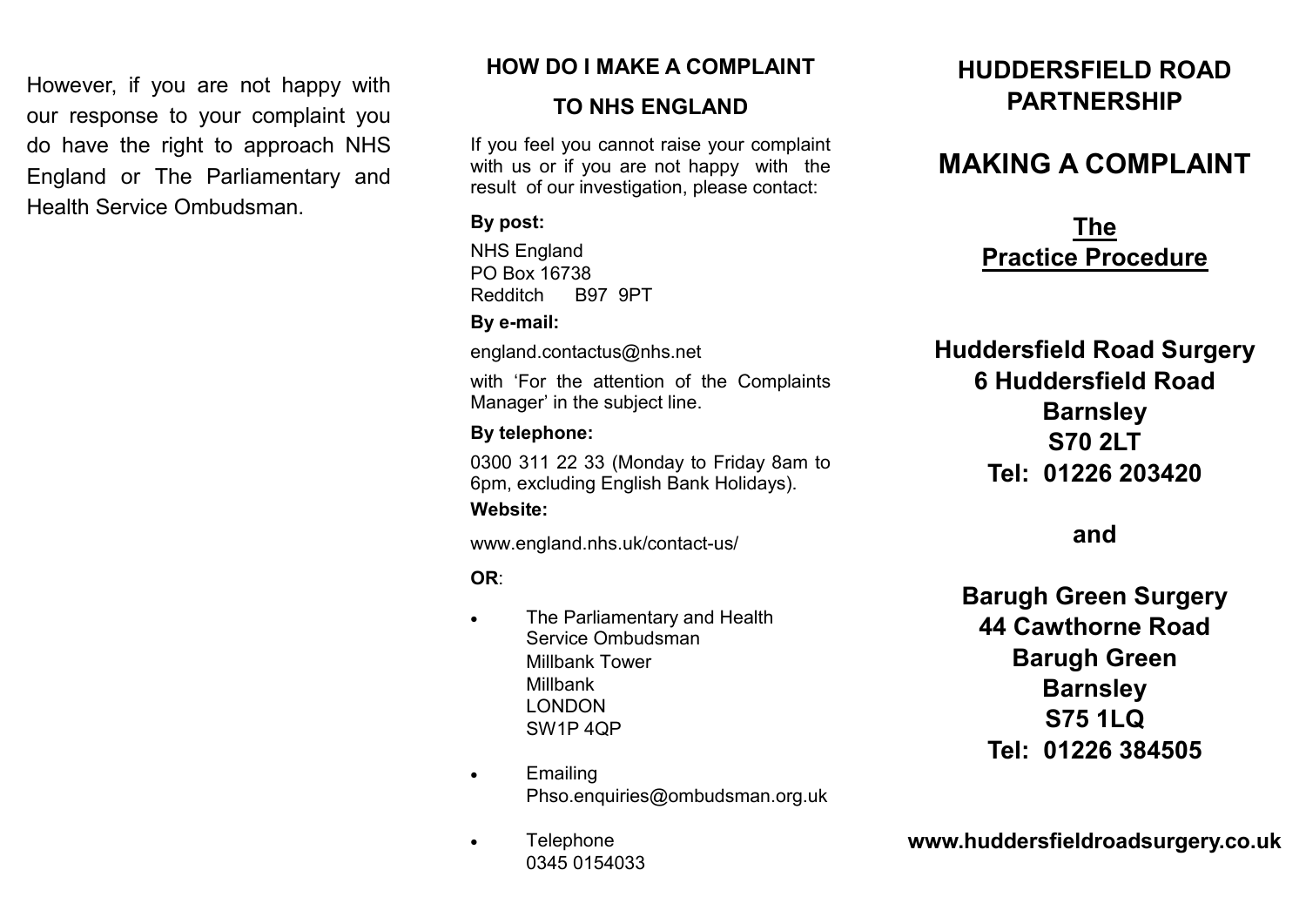However, if you are not happy with our response to your complaint you do have the right to approach NHS England or The Parliamentary and Health Service Ombudsman.

## HOW DO I MAKE A COMPLAINT TO NHS ENGLAND

If you feel you cannot raise your complaint with us or if you are not happy with the result of our investigation, please contact:

**By post:**

NHS England
PO Box 16738
Redditch B97 9PT

**By e-mail:**

england.contactus@nhs.net

with 'For the attention of the Complaints Manager' in the subject line.

**By telephone:**

0300 311 22 33 (Monday to Friday 8am to 6pm, excluding English Bank Holidays).

**Website:**

www.england.nhs.uk/contact-us/

**OR**:

- The Parliamentary and Health Service Ombudsman
  Millbank Tower
  Millbank
  LONDON
  SW1P 4QP
- Emailing
  Phso.enquiries@ombudsman.org.uk
- Telephone
  0345 0154033

# HUDDERSFIELD ROAD PARTNERSHIP

# MAKING A COMPLAINT

## The Practice Procedure

**Huddersfield Road Surgery**
**6 Huddersfield Road**
**Barnsley**
**S70 2LT**
**Tel: 01226 203420**

**and**

**Barugh Green Surgery**
**44 Cawthorne Road**
**Barugh Green**
**Barnsley**
**S75 1LQ**
**Tel: 01226 384505**

**www.huddersfieldroadsurgery.co.uk**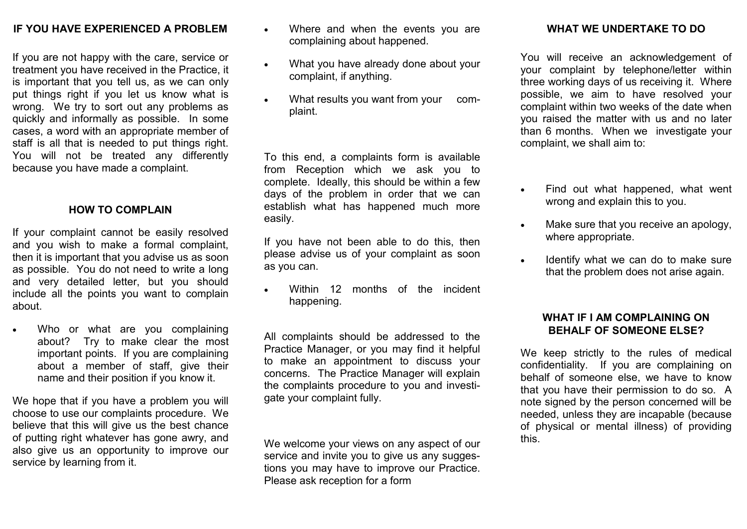### IF YOU HAVE EXPERIENCED A PROBLEM

If you are not happy with the care, service or treatment you have received in the Practice, it is important that you tell us, as we can only put things right if you let us know what is wrong. We try to sort out any problems as quickly and informally as possible. In some cases, a word with an appropriate member of staff is all that is needed to put things right. You will not be treated any differently because you have made a complaint.

### HOW TO COMPLAIN

If your complaint cannot be easily resolved and you wish to make a formal complaint, then it is important that you advise us as soon as possible. You do not need to write a long and very detailed letter, but you should include all the points you want to complain about.

- Who or what are you complaining about? Try to make clear the most important points. If you are complaining about a member of staff, give their name and their position if you know it.

We hope that if you have a problem you will choose to use our complaints procedure. We believe that this will give us the best chance of putting right whatever has gone awry, and also give us an opportunity to improve our service by learning from it.

- Where and when the events you are complaining about happened.
- What you have already done about your complaint, if anything.
- What results you want from your complaint.

To this end, a complaints form is available from Reception which we ask you to complete. Ideally, this should be within a few days of the problem in order that we can establish what has happened much more easily.

If you have not been able to do this, then please advise us of your complaint as soon as you can.

- Within 12 months of the incident happening.

All complaints should be addressed to the Practice Manager, or you may find it helpful to make an appointment to discuss your concerns. The Practice Manager will explain the complaints procedure to you and investigate your complaint fully.

We welcome your views on any aspect of our service and invite you to give us any suggestions you may have to improve our Practice. Please ask reception for a form

### WHAT WE UNDERTAKE TO DO

You will receive an acknowledgement of your complaint by telephone/letter within three working days of us receiving it. Where possible, we aim to have resolved your complaint within two weeks of the date when you raised the matter with us and no later than 6 months. When we investigate your complaint, we shall aim to:

- Find out what happened, what went wrong and explain this to you.
- Make sure that you receive an apology, where appropriate.
- Identify what we can do to make sure that the problem does not arise again.

### WHAT IF I AM COMPLAINING ON BEHALF OF SOMEONE ELSE?

We keep strictly to the rules of medical confidentiality. If you are complaining on behalf of someone else, we have to know that you have their permission to do so. A note signed by the person concerned will be needed, unless they are incapable (because of physical or mental illness) of providing this.